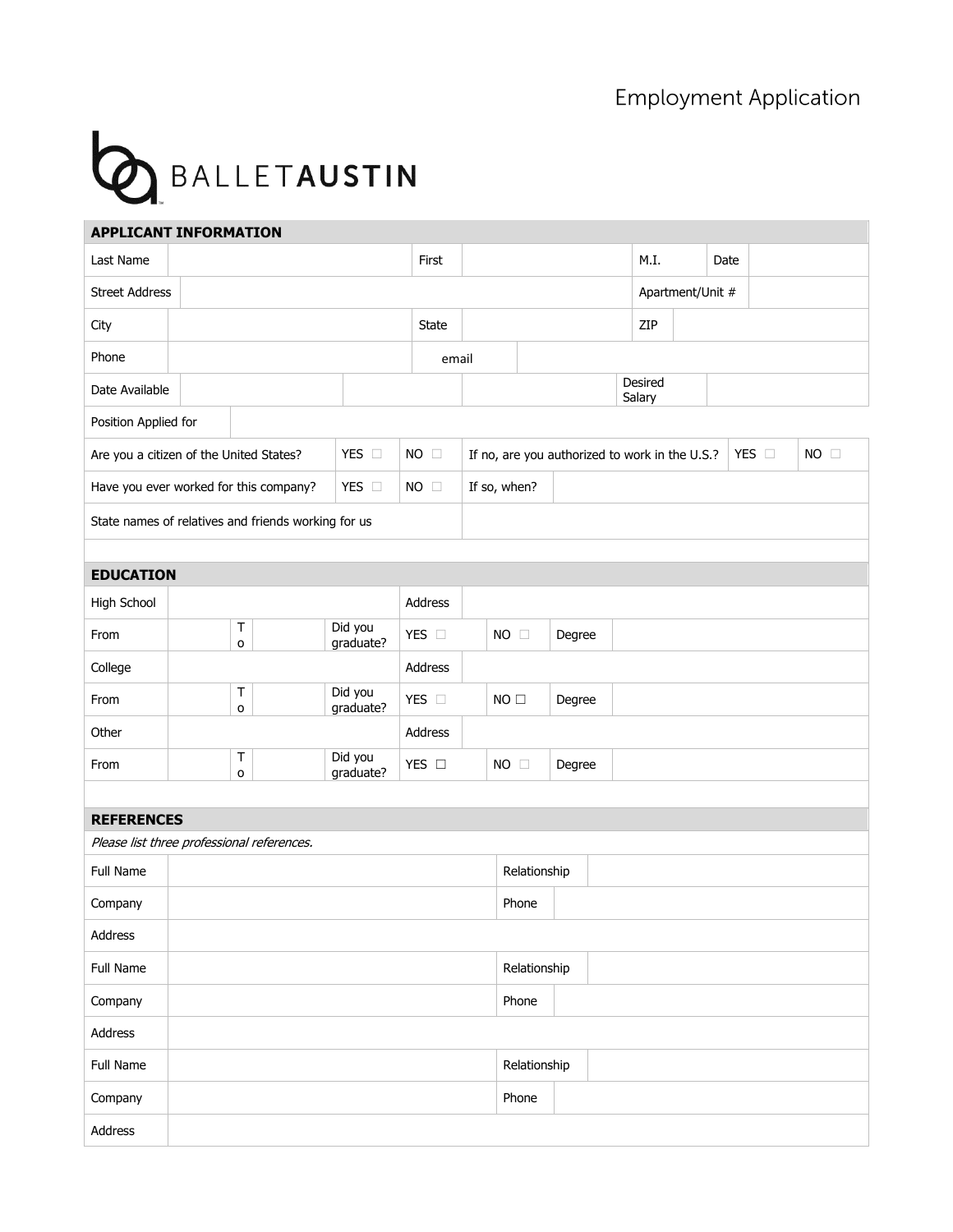# Employment Application

BALLET**AUSTIN**

| **APPLICANT INFORMATION** | | | | | | | |
|---|---|---|---|---|---|---|---|
| Last Name | | First | | M.I. | | Date | |
| Street Address | | | | Apartment/Unit # | | | |
| City | | State | | ZIP | | | |
| Phone | | email | | | | | |
| Date Available | | | | Desired Salary | | | |
| Position Applied for | | | | | | | |
| Are you a citizen of the United States? | YES ☐ | NO ☐ | If no, are you authorized to work in the U.S.? | YES ☐ | NO ☐ | | |
| Have you ever worked for this company? | YES ☐ | NO ☐ | If so, when? | | | | |
| State names of relatives and friends working for us | | | | | | | |

| **EDUCATION** | | | | | | | | |
|---|---|---|---|---|---|---|---|---|
| High School | | | | Address | | | | |
| From | | To | | Did you graduate? | YES ☐ | NO ☐ | Degree | |
| College | | | | Address | | | | |
| From | | To | | Did you graduate? | YES ☐ | NO ☐ | Degree | |
| Other | | | | Address | | | | |
| From | | To | | Did you graduate? | YES ☐ | NO ☐ | Degree | |

| **REFERENCES** | | | |
|---|---|---|---|
| *Please list three professional references.* | | | |
| Full Name | | Relationship | |
| Company | | Phone | |
| Address | | | |
| Full Name | | Relationship | |
| Company | | Phone | |
| Address | | | |
| Full Name | | Relationship | |
| Company | | Phone | |
| Address | | | |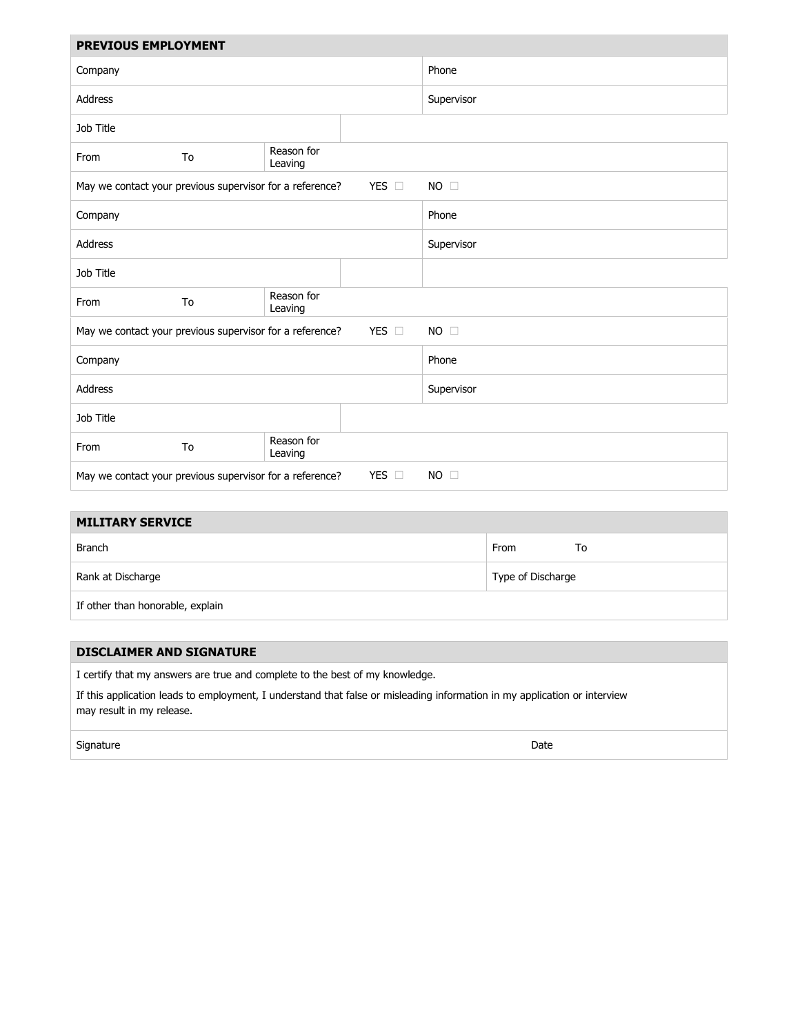## PREVIOUS EMPLOYMENT

| | | | |
|---|---|---|---|
| Company | | | Phone |
| Address | | | Supervisor |
| Job Title | | | |
| From | To | Reason for Leaving | |
| May we contact your previous supervisor for a reference? | | YES ☐ | NO ☐ |
| Company | | | Phone |
| Address | | | Supervisor |
| Job Title | | | |
| From | To | Reason for Leaving | |
| May we contact your previous supervisor for a reference? | | YES ☐ | NO ☐ |
| Company | | | Phone |
| Address | | | Supervisor |
| Job Title | | | |
| From | To | Reason for Leaving | |
| May we contact your previous supervisor for a reference? | | YES ☐ | NO ☐ |

## MILITARY SERVICE

| | |
|---|---|
| Branch | From To |
| Rank at Discharge | Type of Discharge |
| If other than honorable, explain | |

## DISCLAIMER AND SIGNATURE

I certify that my answers are true and complete to the best of my knowledge.

If this application leads to employment, I understand that false or misleading information in my application or interview may result in my release.

| | |
|---|---|
| Signature | Date |